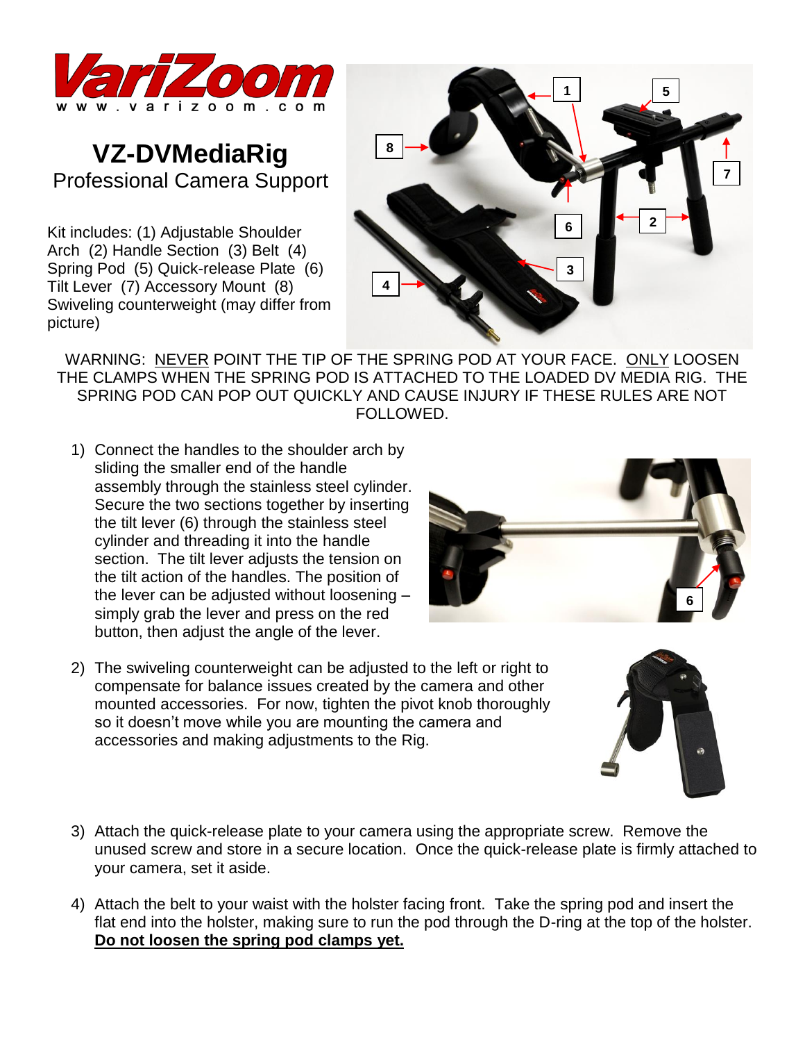# VZ-DVMediaRig

Professional Camera Support

Kit includes: (1) Adjustable Shoulder Arch (2) Handle Section (3) Belt (4) Spring Pod (5) Quick-release Plate (6) Tilt Lever (7) Accessory Mount (8) Swiveling counterweight (may differ from picture)

WARNING: NEVER POINT THE TIP OF THE SPRING POD AT YOUR FACE. ONLY LOOSEN THE CLAMPS WHEN THE SPRING POD IS ATTACHED TO THE LOADED DV MEDIA RIG. THE SPRING POD CAN POP OUT QUICKLY AND CAUSE INJURY IF THESE RULES ARE NOT FOLLOWED.

1) Connect the handles to the shoulder arch by sliding the smaller end of the handle assembly through the stainless steel cylinder. Secure the two sections together by inserting the tilt lever (6) through the stainless steel cylinder and threading it into the handle section. The tilt lever adjusts the tension on the tilt action of the handles. The position of the lever can be adjusted without loosening – simply grab the lever and press on the red button, then adjust the angle of the lever.

2) The swiveling counterweight can be adjusted to the left or right to compensate for balance issues created by the camera and other mounted accessories. For now, tighten the pivot knob thoroughly so it doesn't move while you are mounting the camera and accessories and making adjustments to the Rig.

3) Attach the quick-release plate to your camera using the appropriate screw. Remove the unused screw and store in a secure location. Once the quick-release plate is firmly attached to your camera, set it aside.

4) Attach the belt to your waist with the holster facing front. Take the spring pod and insert the flat end into the holster, making sure to run the pod through the D-ring at the top of the holster. **Do not loosen the spring pod clamps yet.**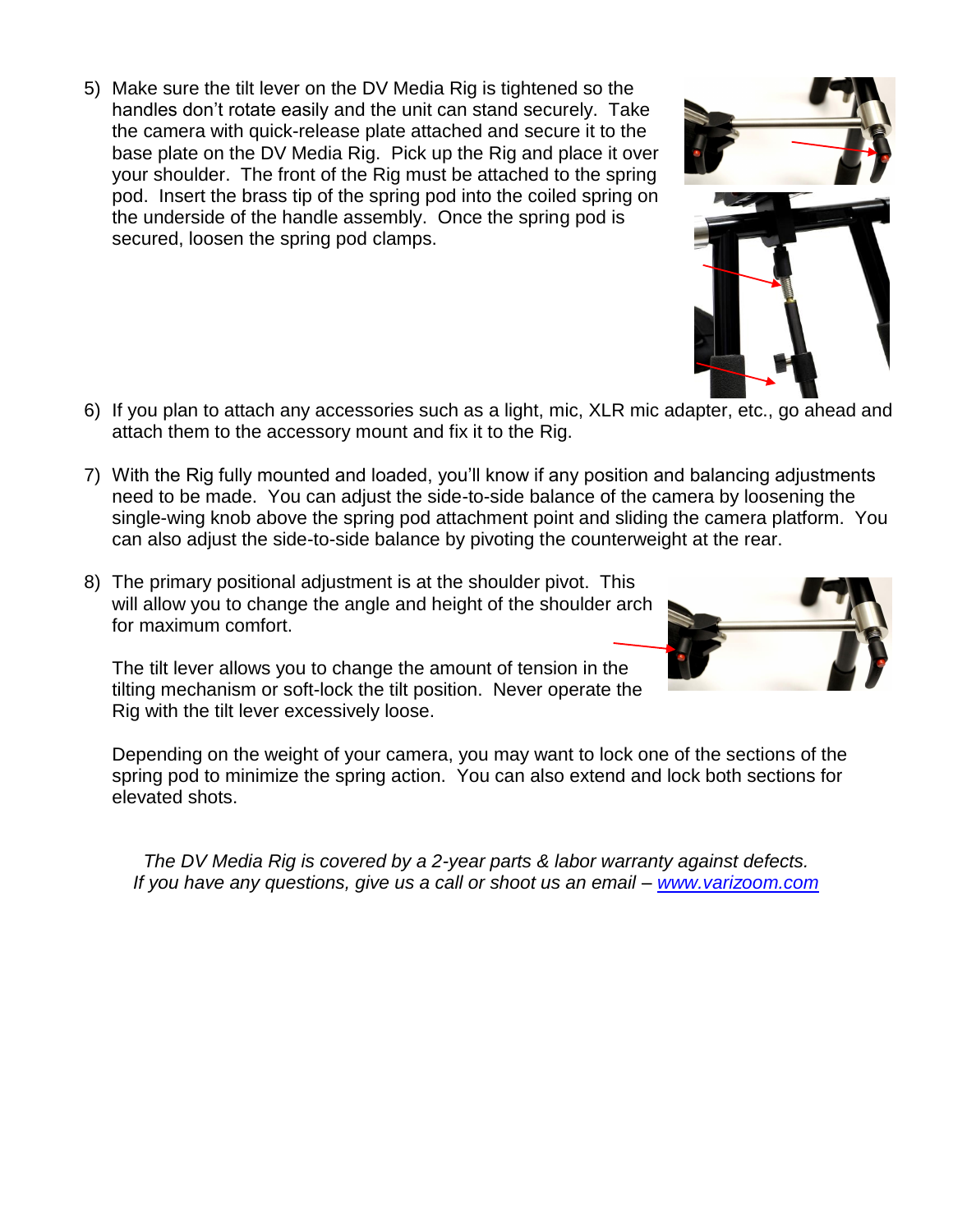5) Make sure the tilt lever on the DV Media Rig is tightened so the handles don't rotate easily and the unit can stand securely. Take the camera with quick-release plate attached and secure it to the base plate on the DV Media Rig. Pick up the Rig and place it over your shoulder. The front of the Rig must be attached to the spring pod. Insert the brass tip of the spring pod into the coiled spring on the underside of the handle assembly. Once the spring pod is secured, loosen the spring pod clamps.

6) If you plan to attach any accessories such as a light, mic, XLR mic adapter, etc., go ahead and attach them to the accessory mount and fix it to the Rig.

7) With the Rig fully mounted and loaded, you'll know if any position and balancing adjustments need to be made. You can adjust the side-to-side balance of the camera by loosening the single-wing knob above the spring pod attachment point and sliding the camera platform. You can also adjust the side-to-side balance by pivoting the counterweight at the rear.

8) The primary positional adjustment is at the shoulder pivot. This will allow you to change the angle and height of the shoulder arch for maximum comfort.

   The tilt lever allows you to change the amount of tension in the tilting mechanism or soft-lock the tilt position. Never operate the Rig with the tilt lever excessively loose.

   Depending on the weight of your camera, you may want to lock one of the sections of the spring pod to minimize the spring action. You can also extend and lock both sections for elevated shots.

*The DV Media Rig is covered by a 2-year parts & labor warranty against defects.*
*If you have any questions, give us a call or shoot us an email – [www.varizoom.com](http://www.varizoom.com)*